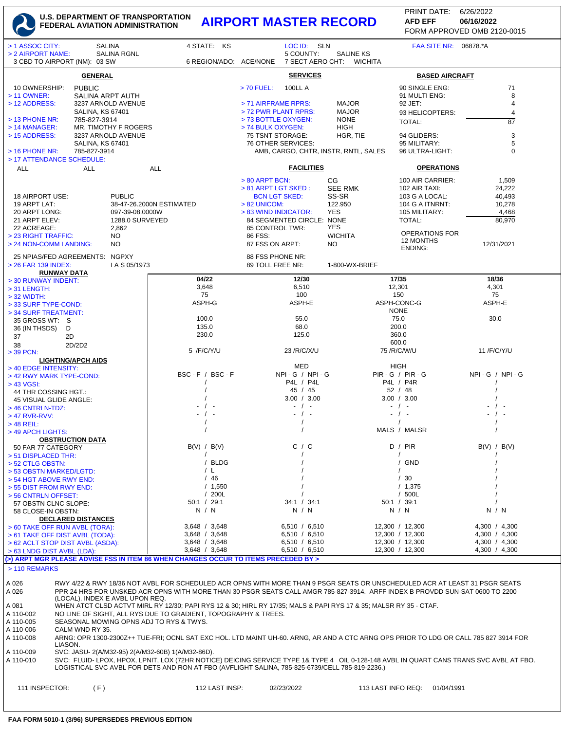**U.S. DEPARTMENT OF TRANSPORTATION**
**FEDERAL AVIATION ADMINISTRATION**

# AIRPORT MASTER RECORD

PRINT DATE: 6/26/2022
AFD EFF 06/16/2022
FORM APPROVED OMB 2120-0015

> 1 ASSOC CITY: SALINA 4 STATE: KS LOC ID: SLN FAA SITE NR: 06878.*A
> 2 AIRPORT NAME: SALINA RGNL 5 COUNTY: SALINE KS
3 CBD TO AIRPORT (NM): 03 SW 6 REGION/ADO: ACE/NONE 7 SECT AERO CHT: WICHITA

## GENERAL

10 OWNERSHIP: PUBLIC
> 11 OWNER: SALINA ARPT AUTH
> 12 ADDRESS: 3237 ARNOLD AVENUE
SALINA, KS 67401
> 13 PHONE NR: 785-827-3914
> 14 MANAGER: MR. TIMOTHY F ROGERS
> 15 ADDRESS: 3237 ARNOLD AVENUE
SALINA, KS 67401
> 16 PHONE NR: 785-827-3914
> 17 ATTENDANCE SCHEDULE:
ALL ALL ALL

18 AIRPORT USE: PUBLIC
19 ARPT LAT: 38-47-26.2000N ESTIMATED
20 ARPT LONG: 097-39-08.0000W
21 ARPT ELEV: 1288.0 SURVEYED
22 ACREAGE: 2,862
> 23 RIGHT TRAFFIC: NO
> 24 NON-COMM LANDING: NO
25 NPIAS/FED AGREEMENTS: NGPXY
> 26 FAR 139 INDEX: I A S 05/1973

## SERVICES

> 70 FUEL: 100LL A
> 71 AIRFRAME RPRS: MAJOR
> 72 PWR PLANT RPRS: MAJOR
> 73 BOTTLE OXYGEN: NONE
> 74 BULK OXYGEN: HIGH
75 TSNT STORAGE: HGR, TIE
76 OTHER SERVICES: AMB, CARGO, CHTR, INSTR, RNTL, SALES

## FACILITIES

> 80 ARPT BCN: CG
> 81 ARPT LGT SKED: SEE RMK
BCN LGT SKED: SS-SR
> 82 UNICOM: 122.950
> 83 WIND INDICATOR: YES
84 SEGMENTED CIRCLE: NONE
85 CONTROL TWR: YES
86 FSS: WICHITA
87 FSS ON ARPT: NO
88 FSS PHONE NR:
89 TOLL FREE NR: 1-800-WX-BRIEF

## BASED AIRCRAFT

| | |
|---|---|
| 90 SINGLE ENG: | 71 |
| 91 MULTI ENG: | 8 |
| 92 JET: | 4 |
| 93 HELICOPTERS: | 4 |
| TOTAL: | 87 |
| 94 GLIDERS: | 3 |
| 95 MILITARY: | 5 |
| 96 ULTRA-LIGHT: | 0 |

## OPERATIONS

| | |
|---|---|
| 100 AIR CARRIER: | 1,509 |
| 102 AIR TAXI: | 24,222 |
| 103 G A LOCAL: | 40,493 |
| 104 G A ITNRNT: | 10,278 |
| 105 MILITARY: | 4,468 |
| TOTAL: | 80,970 |
| OPERATIONS FOR 12 MONTHS ENDING: | 12/31/2021 |

## RUNWAY DATA

| | | | | |
|---|---|---|---|---|
| > 30 RUNWAY INDENT: | 04/22 | 12/30 | 17/35 | 18/36 |
| > 31 LENGTH: | 3,648 | 6,510 | 12,301 | 4,301 |
| > 32 WIDTH: | 75 | 100 | 150 | 75 |
| > 33 SURF TYPE-COND: | ASPH-G | ASPH-E | ASPH-CONC-G | ASPH-E |
| > 34 SURF TREATMENT: | | | NONE | |
| 35 GROSS WT: S | 100.0 | 55.0 | 75.0 | 30.0 |
| 36 (IN THSDS) D | 135.0 | 68.0 | 200.0 | |
| 37 2D | 230.0 | 125.0 | 360.0 | |
| 38 2D/2D2 | | | 600.0 | |
| > 39 PCN: | 5 /F/C/Y/U | 23 /R/C/X/U | 75 /R/C/W/U | 11 /F/C/Y/U |
| **LIGHTING/APCH AIDS** | | | | |
| > 40 EDGE INTENSITY: | | MED | HIGH | |
| > 42 RWY MARK TYPE-COND: | BSC - F / BSC - F | NPI - G / NPI - G | PIR - G / PIR - G | NPI - G / NPI - G |
| > 43 VGSI: | / | P4L / P4L | P4L / P4R | / |
| 44 THR COSSING HGT.: | / | 45 / 45 | 52 / 48 | / |
| 45 VISUAL GLIDE ANGLE: | / | 3.00 / 3.00 | 3.00 / 3.00 | / |
| > 46 CNTRLN-TDZ: | - / - | - / - | - / - | - / - |
| > 47 RVR-RVV: | - / - | - / - | - / - | - / - |
| > 48 REIL: | / | / | / | / |
| > 49 APCH LIGHTS: | / | / | MALS / MALSR | / |
| **OBSTRUCTION DATA** | | | | |
| 50 FAR 77 CATEGORY | B(V) / B(V) | C / C | D / PIR | B(V) / B(V) |
| > 51 DISPLACED THR: | / | / | / | / |
| > 52 CTLG OBSTN: | / BLDG | / | / GND | / |
| > 53 OBSTN MARKED/LGTD: | / L | / | / | / |
| > 54 HGT ABOVE RWY END: | / 46 | / | / 30 | / |
| > 55 DIST FROM RWY END: | / 1,550 | / | / 1,375 | / |
| > 56 CNTRLN OFFSET: | / 200L | / | / 500L | / |
| 57 OBSTN CLNC SLOPE: | 50:1 / 29:1 | 34:1 / 34:1 | 50:1 / 39:1 | / |
| 58 CLOSE-IN OBSTN: | N / N | N / N | N / N | N / N |
| **DECLARED DISTANCES** | | | | |
| > 60 TAKE OFF RUN AVBL (TORA): | 3,648 / 3,648 | 6,510 / 6,510 | 12,300 / 12,300 | 4,300 / 4,300 |
| > 61 TAKE OFF DIST AVBL (TODA): | 3,648 / 3,648 | 6,510 / 6,510 | 12,300 / 12,300 | 4,300 / 4,300 |
| > 62 ACLT STOP DIST AVBL (ASDA): | 3,648 / 3,648 | 6,510 / 6,510 | 12,300 / 12,300 | 4,300 / 4,300 |
| > 63 LNDG DIST AVBL (LDA): | 3,648 / 3,648 | 6,510 / 6,510 | 12,300 / 12,300 | 4,300 / 4,300 |

**(>) ARPT MGR PLEASE ADVISE FSS IN ITEM 86 WHEN CHANGES OCCUR TO ITEMS PRECEDED BY >**

> 110 REMARKS

| | |
|---|---|
| A 026 | RWY 4/22 & RWY 18/36 NOT AVBL FOR SCHEDULED ACR OPNS WITH MORE THAN 9 PSGR SEATS OR UNSCHEDULED ACR AT LEAST 31 PSGR SEATS |
| A 026 | PPR 24 HRS FOR UNSKED ACR OPNS WITH MORE THAN 30 PSGR SEATS CALL AMGR 785-827-3914. ARFF INDEX B PROVDD SUN-SAT 0600 TO 2200 (LOCAL). INDEX E AVBL UPON REQ. |
| A 081 | WHEN ATCT CLSD ACTVT MIRL RY 12/30; PAPI RYS 12 & 30; HIRL RY 17/35; MALS & PAPI RYS 17 & 35; MALSR RY 35 - CTAF. |
| A 110-002 | NO LINE OF SIGHT, ALL RYS DUE TO GRADIENT, TOPOGRAPHY & TREES. |
| A 110-005 | SEASONAL MOWING OPNS ADJ TO RYS & TWYS. |
| A 110-006 | CALM WND RY 35. |
| A 110-008 | ARNG: OPR 1300-2300Z++ TUE-FRI; OCNL SAT EXC HOL. LTD MAINT UH-60. ARNG, AR AND A CTC ARNG OPS PRIOR TO LDG OR CALL 785 827 3914 FOR LIASON. |
| A 110-009 | SVC: JASU- 2(A/M32-95) 2(A/M32-60B) 1(A/M32-86D). |
| A 110-010 | SVC: FLUID- LPOX, HPOX, LPNIT, LOX (72HR NOTICE) DEICING SERVICE TYPE 1& TYPE 4 OIL 0-128-148 AVBL IN QUART CANS TRANS SVC AVBL AT FBO. LOGISTICAL SVC AVBL FOR DETS AND RON AT FBO (AVFLIGHT SALINA, 785-825-6739/CELL 785-819-2236.) |

111 INSPECTOR: (F) 112 LAST INSP: 02/23/2022 113 LAST INFO REQ: 01/04/1991

FAA FORM 5010-1 (3/96) SUPERSEDES PREVIOUS EDITION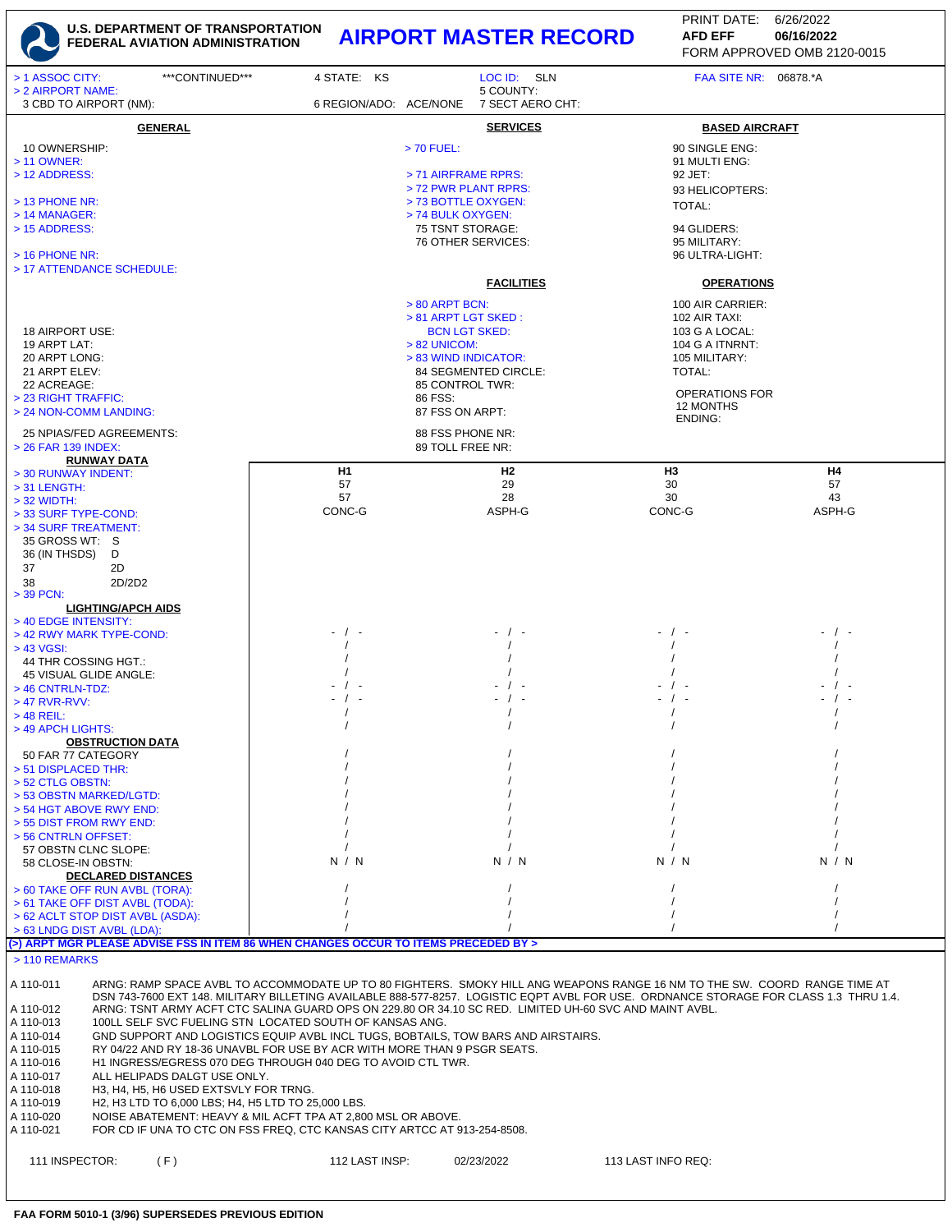**U.S. DEPARTMENT OF TRANSPORTATION**
**FEDERAL AVIATION ADMINISTRATION**

# AIRPORT MASTER RECORD

PRINT DATE: 6/26/2022
AFD EFF 06/16/2022
FORM APPROVED OMB 2120-0015

> 1 ASSOC CITY: ***CONTINUED*** 4 STATE: KS LOC ID: SLN FAA SITE NR: 06878.*A
> 2 AIRPORT NAME: 5 COUNTY:
3 CBD TO AIRPORT (NM): 6 REGION/ADO: ACE/NONE 7 SECT AERO CHT:

## GENERAL

10 OWNERSHIP:
> 11 OWNER:
> 12 ADDRESS:
> 13 PHONE NR:
> 14 MANAGER:
> 15 ADDRESS:
> 16 PHONE NR:
> 17 ATTENDANCE SCHEDULE:

18 AIRPORT USE:
19 ARPT LAT:
20 ARPT LONG:
21 ARPT ELEV:
22 ACREAGE:
> 23 RIGHT TRAFFIC:
> 24 NON-COMM LANDING:
25 NPIAS/FED AGREEMENTS:
> 26 FAR 139 INDEX:

## SERVICES

> 70 FUEL:
> 71 AIRFRAME RPRS:
> 72 PWR PLANT RPRS:
> 73 BOTTLE OXYGEN:
> 74 BULK OXYGEN:
75 TSNT STORAGE:
76 OTHER SERVICES:

## FACILITIES

> 80 ARPT BCN:
> 81 ARPT LGT SKED :
BCN LGT SKED:
> 82 UNICOM:
> 83 WIND INDICATOR:
84 SEGMENTED CIRCLE:
85 CONTROL TWR:
86 FSS:
87 FSS ON ARPT:
88 FSS PHONE NR:
89 TOLL FREE NR:

## BASED AIRCRAFT

90 SINGLE ENG:
91 MULTI ENG:
92 JET:
93 HELICOPTERS:
TOTAL:
94 GLIDERS:
95 MILITARY:
96 ULTRA-LIGHT:

## OPERATIONS

100 AIR CARRIER:
102 AIR TAXI:
103 G A LOCAL:
104 G A ITNRNT:
105 MILITARY:
TOTAL:
OPERATIONS FOR 12 MONTHS ENDING:

## RUNWAY DATA

| | H1 | H2 | H3 | H4 |
|---|---|---|---|---|
| > 30 RUNWAY INDENT: | H1 | H2 | H3 | H4 |
| > 31 LENGTH: | 57 | 29 | 30 | 57 |
| > 32 WIDTH: | 57 | 28 | 30 | 43 |
| > 33 SURF TYPE-COND: | CONC-G | ASPH-G | CONC-G | ASPH-G |
| > 34 SURF TREATMENT: | | | | |
| 35 GROSS WT: S | | | | |
| 36 (IN THSDS) D | | | | |
| 37 2D | | | | |
| 38 2D/2D2 | | | | |
| > 39 PCN: | | | | |
| **LIGHTING/APCH AIDS** | | | | |
| > 40 EDGE INTENSITY: | | | | |
| > 42 RWY MARK TYPE-COND: | - / - | - / - | - / - | - / - |
| > 43 VGSI: | / | / | / | / |
| 44 THR COSSING HGT.: | / | / | / | / |
| 45 VISUAL GLIDE ANGLE: | / | / | / | / |
| > 46 CNTRLN-TDZ: | - / - | - / - | - / - | - / - |
| > 47 RVR-RVV: | - / - | - / - | - / - | - / - |
| > 48 REIL: | / | / | / | / |
| > 49 APCH LIGHTS: | / | / | / | / |
| **OBSTRUCTION DATA** | | | | |
| 50 FAR 77 CATEGORY | / | / | / | / |
| > 51 DISPLACED THR: | / | / | / | / |
| > 52 CTLG OBSTN: | / | / | / | / |
| > 53 OBSTN MARKED/LGTD: | / | / | / | / |
| > 54 HGT ABOVE RWY END: | / | / | / | / |
| > 55 DIST FROM RWY END: | / | / | / | / |
| > 56 CNTRLN OFFSET: | / | / | / | / |
| 57 OBSTN CLNC SLOPE: | / | / | / | / |
| 58 CLOSE-IN OBSTN: | N / N | N / N | N / N | N / N |
| **DECLARED DISTANCES** | | | | |
| > 60 TAKE OFF RUN AVBL (TORA): | / | / | / | / |
| > 61 TAKE OFF DIST AVBL (TODA): | / | / | / | / |
| > 62 ACLT STOP DIST AVBL (ASDA): | / | / | / | / |
| > 63 LNDG DIST AVBL (LDA): | / | / | / | / |

(>) ARPT MGR PLEASE ADVISE FSS IN ITEM 86 WHEN CHANGES OCCUR TO ITEMS PRECEDED BY >

## > 110 REMARKS

| | |
|---|---|
| A 110-011 | ARNG: RAMP SPACE AVBL TO ACCOMMODATE UP TO 80 FIGHTERS. SMOKY HILL ANG WEAPONS RANGE 16 NM TO THE SW. COORD RANGE TIME AT DSN 743-7600 EXT 148. MILITARY BILLETING AVAILABLE 888-577-8257. LOGISTIC EQPT AVBL FOR USE. ORDNANCE STORAGE FOR CLASS 1.3 THRU 1.4. |
| A 110-012 | ARNG: TSNT ARMY ACFT CTC SALINA GUARD OPS ON 229.80 OR 34.10 SC RED. LIMITED UH-60 SVC AND MAINT AVBL. |
| A 110-013 | 100LL SELF SVC FUELING STN LOCATED SOUTH OF KANSAS ANG. |
| A 110-014 | GND SUPPORT AND LOGISTICS EQUIP AVBL INCL TUGS, BOBTAILS, TOW BARS AND AIRSTAIRS. |
| A 110-015 | RY 04/22 AND RY 18-36 UNAVBL FOR USE BY ACR WITH MORE THAN 9 PSGR SEATS. |
| A 110-016 | H1 INGRESS/EGRESS 070 DEG THROUGH 040 DEG TO AVOID CTL TWR. |
| A 110-017 | ALL HELIPADS DALGT USE ONLY. |
| A 110-018 | H3, H4, H5, H6 USED EXTSVLY FOR TRNG. |
| A 110-019 | H2, H3 LTD TO 6,000 LBS; H4, H5 LTD TO 25,000 LBS. |
| A 110-020 | NOISE ABATEMENT: HEAVY & MIL ACFT TPA AT 2,800 MSL OR ABOVE. |
| A 110-021 | FOR CD IF UNA TO CTC ON FSS FREQ, CTC KANSAS CITY ARTCC AT 913-254-8508. |

111 INSPECTOR: ( F ) 112 LAST INSP: 02/23/2022 113 LAST INFO REQ:

FAA FORM 5010-1 (3/96) SUPERSEDES PREVIOUS EDITION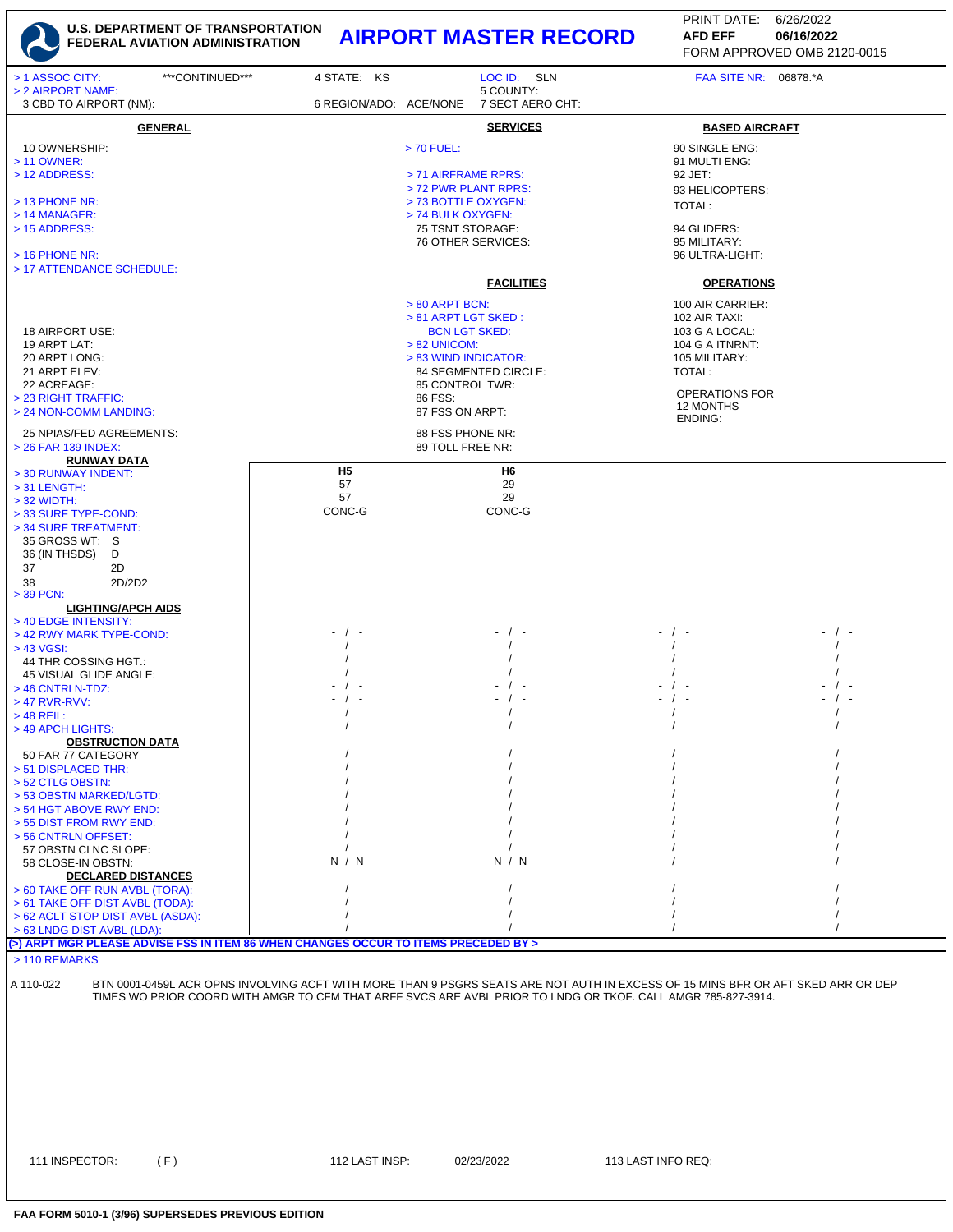U.S. DEPARTMENT OF TRANSPORTATION
FEDERAL AVIATION ADMINISTRATION

# AIRPORT MASTER RECORD

PRINT DATE: 6/26/2022
AFD EFF 06/16/2022
FORM APPROVED OMB 2120-0015

> 1 ASSOC CITY: ***CONTINUED***
> 2 AIRPORT NAME:
3 CBD TO AIRPORT (NM):

4 STATE: KS
6 REGION/ADO: ACE/NONE

LOC ID: SLN
5 COUNTY:
7 SECT AERO CHT:

FAA SITE NR: 06878.*A

## GENERAL

10 OWNERSHIP:
> 11 OWNER:
> 12 ADDRESS:
> 13 PHONE NR:
> 14 MANAGER:
> 15 ADDRESS:
> 16 PHONE NR:
> 17 ATTENDANCE SCHEDULE:

18 AIRPORT USE:
19 ARPT LAT:
20 ARPT LONG:
21 ARPT ELEV:
22 ACREAGE:
> 23 RIGHT TRAFFIC:
> 24 NON-COMM LANDING:
25 NPIAS/FED AGREEMENTS:
> 26 FAR 139 INDEX:

## SERVICES

> 70 FUEL:
> 71 AIRFRAME RPRS:
> 72 PWR PLANT RPRS:
> 73 BOTTLE OXYGEN:
> 74 BULK OXYGEN:
75 TSNT STORAGE:
76 OTHER SERVICES:

## FACILITIES

> 80 ARPT BCN:
> 81 ARPT LGT SKED :
BCN LGT SKED:
> 82 UNICOM:
> 83 WIND INDICATOR:
84 SEGMENTED CIRCLE:
85 CONTROL TWR:
86 FSS:
87 FSS ON ARPT:
88 FSS PHONE NR:
89 TOLL FREE NR:

## BASED AIRCRAFT

90 SINGLE ENG:
91 MULTI ENG:
92 JET:
93 HELICOPTERS:
TOTAL:
94 GLIDERS:
95 MILITARY:
96 ULTRA-LIGHT:

## OPERATIONS

100 AIR CARRIER:
102 AIR TAXI:
103 G A LOCAL:
104 G A ITNRNT:
105 MILITARY:
TOTAL:

OPERATIONS FOR 12 MONTHS ENDING:

## RUNWAY DATA

| | | | | |
|---|---|---|---|---|
| > 30 RUNWAY INDENT: | H5 | H6 | | |
| > 31 LENGTH: | 57 | 29 | | |
| > 32 WIDTH: | 57 | 29 | | |
| > 33 SURF TYPE-COND: | CONC-G | CONC-G | | |
| > 34 SURF TREATMENT: | | | | |
| 35 GROSS WT: S | | | | |
| 36 (IN THSDS) D | | | | |
| 37 2D | | | | |
| 38 2D/2D2 | | | | |
| > 39 PCN: | | | | |
| **LIGHTING/APCH AIDS** | | | | |
| > 40 EDGE INTENSITY: | | | | |
| > 42 RWY MARK TYPE-COND: | - / - | - / - | - / - | - / - |
| > 43 VGSI: | / | / | / | / |
| 44 THR COSSING HGT.: | / | / | / | / |
| 45 VISUAL GLIDE ANGLE: | / | / | / | / |
| > 46 CNTRLN-TDZ: | - / - | - / - | - / - | - / - |
| > 47 RVR-RVV: | - / - | - / - | - / - | - / - |
| > 48 REIL: | / | / | / | / |
| > 49 APCH LIGHTS: | / | / | / | / |
| **OBSTRUCTION DATA** | | | | |
| 50 FAR 77 CATEGORY | / | / | / | / |
| > 51 DISPLACED THR: | / | / | / | / |
| > 52 CTLG OBSTN: | / | / | / | / |
| > 53 OBSTN MARKED/LGTD: | / | / | / | / |
| > 54 HGT ABOVE RWY END: | / | / | / | / |
| > 55 DIST FROM RWY END: | / | / | / | / |
| > 56 CNTRLN OFFSET: | / | / | / | / |
| 57 OBSTN CLNC SLOPE: | / | / | / | / |
| 58 CLOSE-IN OBSTN: | N / N | N / N | / | / |
| **DECLARED DISTANCES** | | | | |
| > 60 TAKE OFF RUN AVBL (TORA): | / | / | / | / |
| > 61 TAKE OFF DIST AVBL (TODA): | / | / | / | / |
| > 62 ACLT STOP DIST AVBL (ASDA): | / | / | / | / |
| > 63 LNDG DIST AVBL (LDA): | / | / | / | / |

(>) ARPT MGR PLEASE ADVISE FSS IN ITEM 86 WHEN CHANGES OCCUR TO ITEMS PRECEDED BY >

> 110 REMARKS

A 110-022 BTN 0001-0459L ACR OPNS INVOLVING ACFT WITH MORE THAN 9 PSGRS SEATS ARE NOT AUTH IN EXCESS OF 15 MINS BFR OR AFT SKED ARR OR DEP TIMES WO PRIOR COORD WITH AMGR TO CFM THAT ARFF SVCS ARE AVBL PRIOR TO LNDG OR TKOF. CALL AMGR 785-827-3914.

111 INSPECTOR: ( F ) 112 LAST INSP: 02/23/2022 113 LAST INFO REQ:

FAA FORM 5010-1 (3/96) SUPERSEDES PREVIOUS EDITION